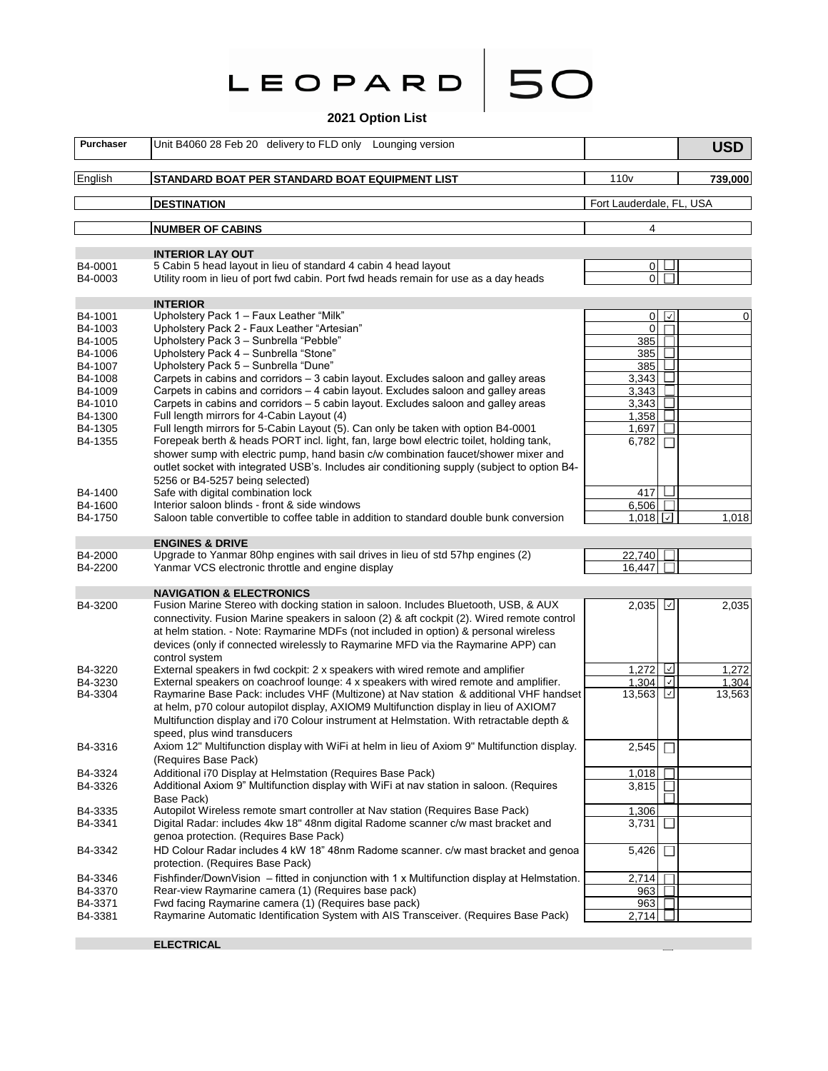# LEOPARD 50

## 2021 Option List

| Purchaser | Unit B4060 28 Feb 20 delivery to FLD only Lounging version | | | USD |
|---|---|---|---|---|
| English | **STANDARD BOAT PER STANDARD BOAT EQUIPMENT LIST** | 110v | | **739,000** |
| | **DESTINATION** | Fort Lauderdale, FL, USA | | |
| | **NUMBER OF CABINS** | 4 | | |
| | **INTERIOR LAY OUT** | | | |
| B4-0001 | 5 Cabin 5 head layout in lieu of standard 4 cabin 4 head layout | 0 | ☐ | |
| B4-0003 | Utility room in lieu of port fwd cabin. Port fwd heads remain for use as a day heads | 0 | ☐ | |
| | **INTERIOR** | | | |
| B4-1001 | Upholstery Pack 1 – Faux Leather "Milk" | 0 | ☑ | 0 |
| B4-1003 | Upholstery Pack 2 - Faux Leather "Artesian" | 0 | ☐ | |
| B4-1005 | Upholstery Pack 3 – Sunbrella "Pebble" | 385 | ☐ | |
| B4-1006 | Upholstery Pack 4 – Sunbrella "Stone" | 385 | ☐ | |
| B4-1007 | Upholstery Pack 5 – Sunbrella "Dune" | 385 | ☐ | |
| B4-1008 | Carpets in cabins and corridors – 3 cabin layout. Excludes saloon and galley areas | 3,343 | ☐ | |
| B4-1009 | Carpets in cabins and corridors – 4 cabin layout. Excludes saloon and galley areas | 3,343 | ☐ | |
| B4-1010 | Carpets in cabins and corridors – 5 cabin layout. Excludes saloon and galley areas | 3,343 | ☐ | |
| B4-1300 | Full length mirrors for 4-Cabin Layout (4) | 1,358 | ☐ | |
| B4-1305 | Full length mirrors for 5-Cabin Layout (5). Can only be taken with option B4-0001 | 1,697 | ☐ | |
| B4-1355 | Forepeak berth & heads PORT incl. light, fan, large bowl electric toilet, holding tank, shower sump with electric pump, hand basin c/w combination faucet/shower mixer and outlet socket with integrated USB's. Includes air conditioning supply (subject to option B4-5256 or B4-5257 being selected) | 6,782 | ☐ | |
| B4-1400 | Safe with digital combination lock | 417 | ☐ | |
| B4-1600 | Interior saloon blinds - front & side windows | 6,506 | ☐ | |
| B4-1750 | Saloon table convertible to coffee table in addition to standard double bunk conversion | 1,018 | ☑ | 1,018 |
| | **ENGINES & DRIVE** | | | |
| B4-2000 | Upgrade to Yanmar 80hp engines with sail drives in lieu of std 57hp engines (2) | 22,740 | ☐ | |
| B4-2200 | Yanmar VCS electronic throttle and engine display | 16,447 | ☐ | |
| | **NAVIGATION & ELECTRONICS** | | | |
| B4-3200 | Fusion Marine Stereo with docking station in saloon. Includes Bluetooth, USB, & AUX connectivity. Fusion Marine speakers in saloon (2) & aft cockpit (2). Wired remote control at helm station. - Note: Raymarine MDFs (not included in option) & personal wireless devices (only if connected wirelessly to Raymarine MFD via the Raymarine APP) can control system | 2,035 | ☑ | 2,035 |
| B4-3220 | External speakers in fwd cockpit: 2 x speakers with wired remote and amplifier | 1,272 | ☑ | 1,272 |
| B4-3230 | External speakers on coachroof lounge: 4 x speakers with wired remote and amplifier. | 1,304 | ☑ | 1,304 |
| B4-3304 | Raymarine Base Pack: includes VHF (Multizone) at Nav station & additional VHF handset at helm, p70 colour autopilot display, AXIOM9 Multifunction display in lieu of AXIOM7 Multifunction display and i70 Colour instrument at Helmstation. With retractable depth & speed, plus wind transducers | 13,563 | ☑ | 13,563 |
| B4-3316 | Axiom 12" Multifunction display with WiFi at helm in lieu of Axiom 9" Multifunction display. (Requires Base Pack) | 2,545 | ☐ | |
| B4-3324 | Additional i70 Display at Helmstation (Requires Base Pack) | 1,018 | ☐ | |
| B4-3326 | Additional Axiom 9" Multifunction display with WiFi at nav station in saloon. (Requires Base Pack) | 3,815 | ☐ | |
| B4-3335 | Autopilot Wireless remote smart controller at Nav station (Requires Base Pack) | 1,306 | | |
| B4-3341 | Digital Radar: includes 4kw 18" 48nm digital Radome scanner c/w mast bracket and genoa protection. (Requires Base Pack) | 3,731 | ☐ | |
| B4-3342 | HD Colour Radar includes 4 kW 18" 48nm Radome scanner. c/w mast bracket and genoa protection. (Requires Base Pack) | 5,426 | ☐ | |
| B4-3346 | Fishfinder/DownVision – fitted in conjunction with 1 x Multifunction display at Helmstation. | 2,714 | ☐ | |
| B4-3370 | Rear-view Raymarine camera (1) (Requires base pack) | 963 | ☐ | |
| B4-3371 | Fwd facing Raymarine camera (1) (Requires base pack) | 963 | ☐ | |
| B4-3381 | Raymarine Automatic Identification System with AIS Transceiver. (Requires Base Pack) | 2,714 | ☐ | |
| | **ELECTRICAL** | | | |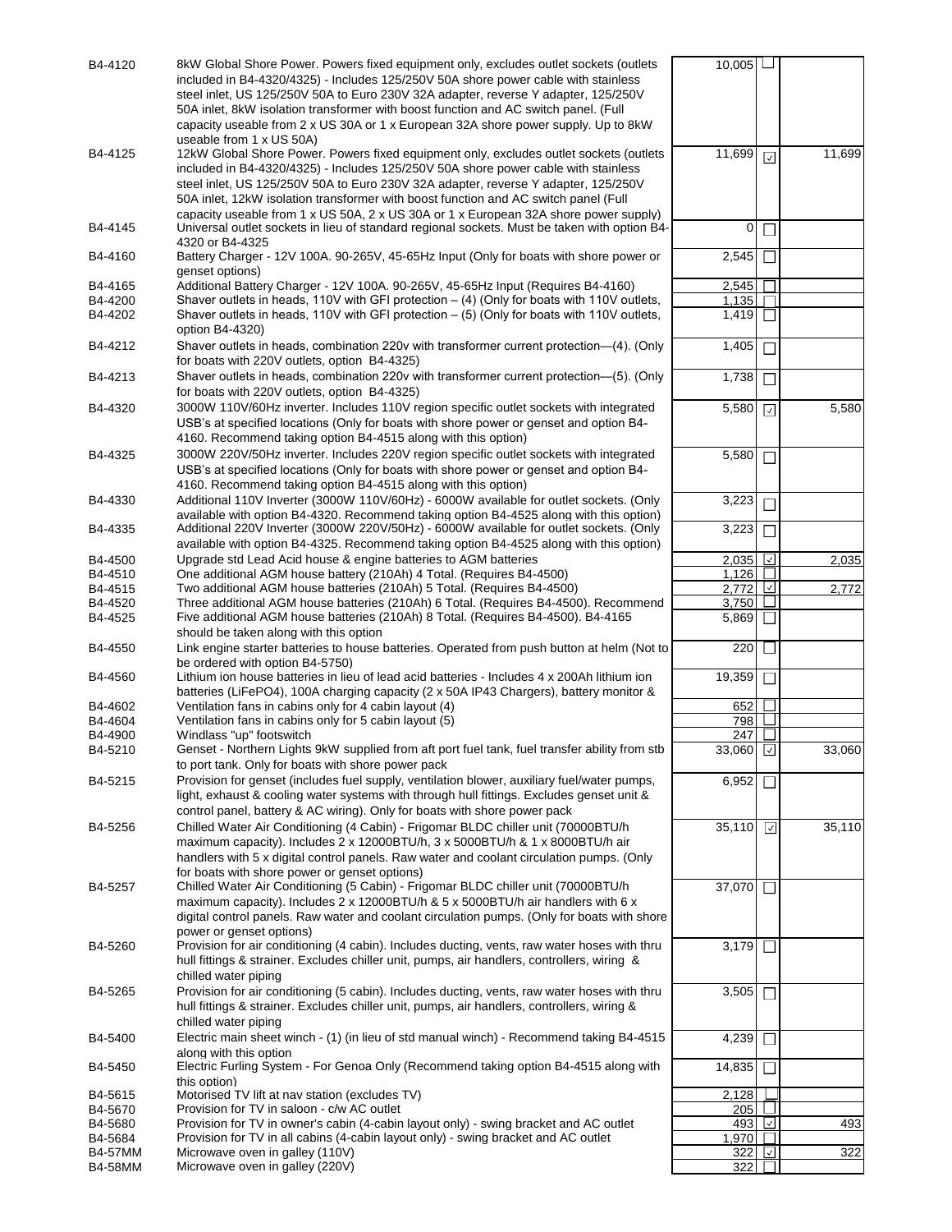| Code | Description | Price | Selected | Total |
|---|---|---|---|---|
| B4-4120 | 8kW Global Shore Power. Powers fixed equipment only, excludes outlet sockets (outlets included in B4-4320/4325) - Includes 125/250V 50A shore power cable with stainless steel inlet, US 125/250V 50A to Euro 230V 32A adapter, reverse Y adapter, 125/250V 50A inlet, 8kW isolation transformer with boost function and AC switch panel. (Full capacity useable from 2 x US 30A or 1 x European 32A shore power supply. Up to 8kW useable from 1 x US 50A) | 10,005 | ☐ | |
| B4-4125 | 12kW Global Shore Power. Powers fixed equipment only, excludes outlet sockets (outlets included in B4-4320/4325) - Includes 125/250V 50A shore power cable with stainless steel inlet, US 125/250V 50A to Euro 230V 32A adapter, reverse Y adapter, 125/250V 50A inlet, 12kW isolation transformer with boost function and AC switch panel (Full capacity useable from 1 x US 50A, 2 x US 30A or 1 x European 32A shore power supply) | 11,699 | ☑ | 11,699 |
| B4-4145 | Universal outlet sockets in lieu of standard regional sockets. Must be taken with option B4-4320 or B4-4325 | 0 | ☐ | |
| B4-4160 | Battery Charger - 12V 100A. 90-265V, 45-65Hz Input (Only for boats with shore power or genset options) | 2,545 | ☐ | |
| B4-4165 | Additional Battery Charger - 12V 100A. 90-265V, 45-65Hz Input (Requires B4-4160) | 2,545 | ☐ | |
| B4-4200 | Shaver outlets in heads, 110V with GFI protection – (4) (Only for boats with 110V outlets, | 1,135 | ☐ | |
| B4-4202 | Shaver outlets in heads, 110V with GFI protection – (5) (Only for boats with 110V outlets, option B4-4320) | 1,419 | ☐ | |
| B4-4212 | Shaver outlets in heads, combination 220v with transformer current protection—(4). (Only for boats with 220V outlets, option B4-4325) | 1,405 | ☐ | |
| B4-4213 | Shaver outlets in heads, combination 220v with transformer current protection—(5). (Only for boats with 220V outlets, option B4-4325) | 1,738 | ☐ | |
| B4-4320 | 3000W 110V/60Hz inverter. Includes 110V region specific outlet sockets with integrated USB's at specified locations (Only for boats with shore power or genset and option B4-4160. Recommend taking option B4-4515 along with this option) | 5,580 | ☑ | 5,580 |
| B4-4325 | 3000W 220V/50Hz inverter. Includes 220V region specific outlet sockets with integrated USB's at specified locations (Only for boats with shore power or genset and option B4-4160. Recommend taking option B4-4515 along with this option) | 5,580 | ☐ | |
| B4-4330 | Additional 110V Inverter (3000W 110V/60Hz) - 6000W available for outlet sockets. (Only available with option B4-4320. Recommend taking option B4-4525 along with this option) | 3,223 | ☐ | |
| B4-4335 | Additional 220V Inverter (3000W 220V/50Hz) - 6000W available for outlet sockets. (Only available with option B4-4325. Recommend taking option B4-4525 along with this option) | 3,223 | ☐ | |
| B4-4500 | Upgrade std Lead Acid house & engine batteries to AGM batteries | 2,035 | ☑ | 2,035 |
| B4-4510 | One additional AGM house battery (210Ah) 4 Total. (Requires B4-4500) | 1,126 | ☐ | |
| B4-4515 | Two additional AGM house batteries (210Ah) 5 Total. (Requires B4-4500) | 2,772 | ☑ | 2,772 |
| B4-4520 | Three additional AGM house batteries (210Ah) 6 Total. (Requires B4-4500). Recommend | 3,750 | ☐ | |
| B4-4525 | Five additional AGM house batteries (210Ah) 8 Total. (Requires B4-4500). B4-4165 should be taken along with this option | 5,869 | ☐ | |
| B4-4550 | Link engine starter batteries to house batteries. Operated from push button at helm (Not to be ordered with option B4-5750) | 220 | ☐ | |
| B4-4560 | Lithium ion house batteries in lieu of lead acid batteries - Includes 4 x 200Ah lithium ion batteries (LiFePO4), 100A charging capacity (2 x 50A IP43 Chargers), battery monitor & | 19,359 | ☐ | |
| B4-4602 | Ventilation fans in cabins only for 4 cabin layout (4) | 652 | ☐ | |
| B4-4604 | Ventilation fans in cabins only for 5 cabin layout (5) | 798 | ☐ | |
| B4-4900 | Windlass "up" footswitch | 247 | ☐ | |
| B4-5210 | Genset - Northern Lights 9kW supplied from aft port fuel tank, fuel transfer ability from stb to port tank. Only for boats with shore power pack | 33,060 | ☑ | 33,060 |
| B4-5215 | Provision for genset (includes fuel supply, ventilation blower, auxiliary fuel/water pumps, light, exhaust & cooling water systems with through hull fittings. Excludes genset unit & control panel, battery & AC wiring). Only for boats with shore power pack | 6,952 | ☐ | |
| B4-5256 | Chilled Water Air Conditioning (4 Cabin) - Frigomar BLDC chiller unit (70000BTU/h maximum capacity). Includes 2 x 12000BTU/h, 3 x 5000BTU/h & 1 x 8000BTU/h air handlers with 5 x digital control panels. Raw water and coolant circulation pumps. (Only for boats with shore power or genset options) | 35,110 | ☑ | 35,110 |
| B4-5257 | Chilled Water Air Conditioning (5 Cabin) - Frigomar BLDC chiller unit (70000BTU/h maximum capacity). Includes 2 x 12000BTU/h & 5 x 5000BTU/h air handlers with 6 x digital control panels. Raw water and coolant circulation pumps. (Only for boats with shore power or genset options) | 37,070 | ☐ | |
| B4-5260 | Provision for air conditioning (4 cabin). Includes ducting, vents, raw water hoses with thru hull fittings & strainer. Excludes chiller unit, pumps, air handlers, controllers, wiring & chilled water piping | 3,179 | ☐ | |
| B4-5265 | Provision for air conditioning (5 cabin). Includes ducting, vents, raw water hoses with thru hull fittings & strainer. Excludes chiller unit, pumps, air handlers, controllers, wiring & chilled water piping | 3,505 | ☐ | |
| B4-5400 | Electric main sheet winch - (1) (in lieu of std manual winch) - Recommend taking B4-4515 along with this option | 4,239 | ☐ | |
| B4-5450 | Electric Furling System - For Genoa Only (Recommend taking option B4-4515 along with this option) | 14,835 | ☐ | |
| B4-5615 | Motorised TV lift at nav station (excludes TV) | 2,128 | ☐ | |
| B4-5670 | Provision for TV in saloon - c/w AC outlet | 205 | ☐ | |
| B4-5680 | Provision for TV in owner's cabin (4-cabin layout only) - swing bracket and AC outlet | 493 | ☑ | 493 |
| B4-5684 | Provision for TV in all cabins (4-cabin layout only) - swing bracket and AC outlet | 1,970 | ☐ | |
| B4-57MM | Microwave oven in galley (110V) | 322 | ☑ | 322 |
| B4-58MM | Microwave oven in galley (220V) | 322 | ☐ | |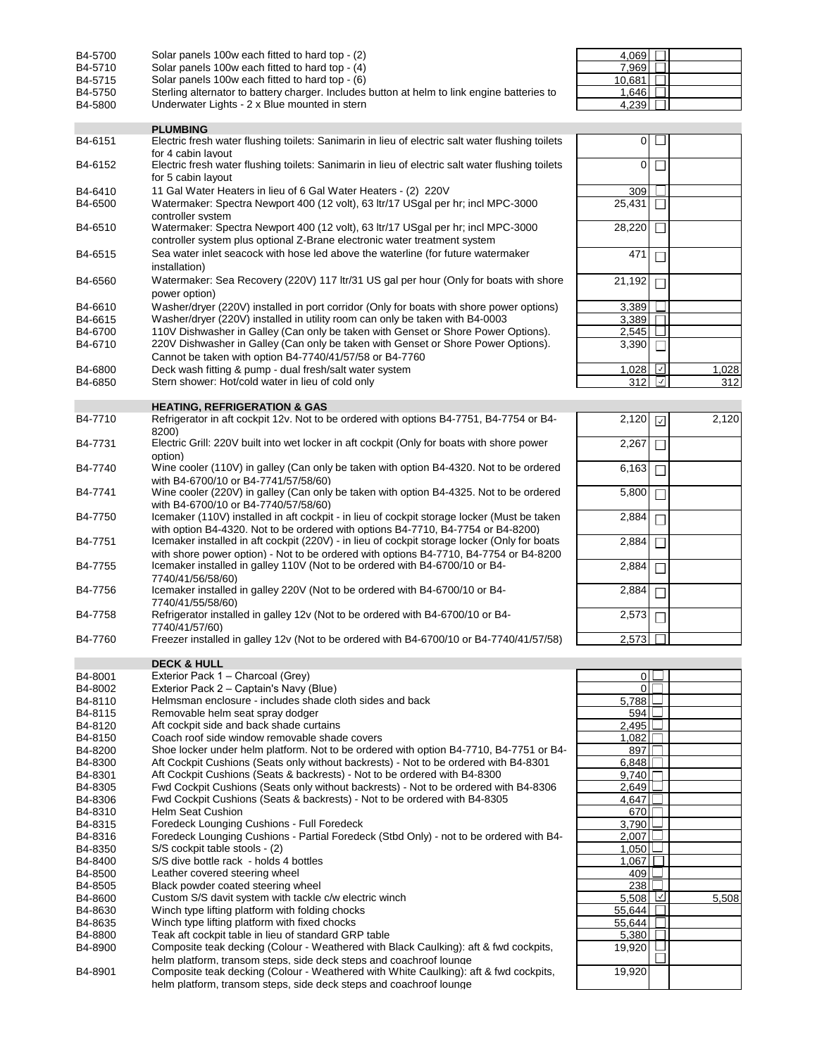| Code | Description | Price | Selected | Total |
|---|---|---|---|---|
| B4-5700 | Solar panels 100w each fitted to hard top - (2) | 4,069 | ☐ | |
| B4-5710 | Solar panels 100w each fitted to hard top - (4) | 7,969 | ☐ | |
| B4-5715 | Solar panels 100w each fitted to hard top - (6) | 10,681 | ☐ | |
| B4-5750 | Sterling alternator to battery charger. Includes button at helm to link engine batteries to | 1,646 | ☐ | |
| B4-5800 | Underwater Lights - 2 x Blue mounted in stern | 4,239 | ☐ | |
| | **PLUMBING** | | | |
| B4-6151 | Electric fresh water flushing toilets: Sanimarin in lieu of electric salt water flushing toilets for 4 cabin layout | 0 | ☐ | |
| B4-6152 | Electric fresh water flushing toilets: Sanimarin in lieu of electric salt water flushing toilets for 5 cabin layout | 0 | ☐ | |
| B4-6410 | 11 Gal Water Heaters in lieu of 6 Gal Water Heaters - (2) 220V | 309 | ☐ | |
| B4-6500 | Watermaker: Spectra Newport 400 (12 volt), 63 ltr/17 USgal per hr; incl MPC-3000 controller system | 25,431 | ☐ | |
| B4-6510 | Watermaker: Spectra Newport 400 (12 volt), 63 ltr/17 USgal per hr; incl MPC-3000 controller system plus optional Z-Brane electronic water treatment system | 28,220 | ☐ | |
| B4-6515 | Sea water inlet seacock with hose led above the waterline (for future watermaker installation) | 471 | ☐ | |
| B4-6560 | Watermaker: Sea Recovery (220V) 117 ltr/31 US gal per hour (Only for boats with shore power option) | 21,192 | ☐ | |
| B4-6610 | Washer/dryer (220V) installed in port corridor (Only for boats with shore power options) | 3,389 | ☐ | |
| B4-6615 | Washer/dryer (220V) installed in utility room can only be taken with B4-0003 | 3,389 | ☐ | |
| B4-6700 | 110V Dishwasher in Galley (Can only be taken with Genset or Shore Power Options). | 2,545 | ☐ | |
| B4-6710 | 220V Dishwasher in Galley (Can only be taken with Genset or Shore Power Options). Cannot be taken with option B4-7740/41/57/58 or B4-7760 | 3,390 | ☐ | |
| B4-6800 | Deck wash fitting & pump - dual fresh/salt water system | 1,028 | ☑ | 1,028 |
| B4-6850 | Stern shower: Hot/cold water in lieu of cold only | 312 | ☑ | 312 |
| | **HEATING, REFRIGERATION & GAS** | | | |
| B4-7710 | Refrigerator in aft cockpit 12v. Not to be ordered with options B4-7751, B4-7754 or B4-8200) | 2,120 | ☑ | 2,120 |
| B4-7731 | Electric Grill: 220V built into wet locker in aft cockpit (Only for boats with shore power option) | 2,267 | ☐ | |
| B4-7740 | Wine cooler (110V) in galley (Can only be taken with option B4-4320. Not to be ordered with B4-6700/10 or B4-7741/57/58/60) | 6,163 | ☐ | |
| B4-7741 | Wine cooler (220V) in galley (Can only be taken with option B4-4325. Not to be ordered with B4-6700/10 or B4-7740/57/58/60) | 5,800 | ☐ | |
| B4-7750 | Icemaker (110V) installed in aft cockpit - in lieu of cockpit storage locker (Must be taken with option B4-4320. Not to be ordered with options B4-7710, B4-7754 or B4-8200) | 2,884 | ☐ | |
| B4-7751 | Icemaker installed in aft cockpit (220V) - in lieu of cockpit storage locker (Only for boats with shore power option) - Not to be ordered with options B4-7710, B4-7754 or B4-8200 | 2,884 | ☐ | |
| B4-7755 | Icemaker installed in galley 110V (Not to be ordered with B4-6700/10 or B4-7740/41/56/58/60) | 2,884 | ☐ | |
| B4-7756 | Icemaker installed in galley 220V (Not to be ordered with B4-6700/10 or B4-7740/41/55/58/60) | 2,884 | ☐ | |
| B4-7758 | Refrigerator installed in galley 12v (Not to be ordered with B4-6700/10 or B4-7740/41/57/60) | 2,573 | ☐ | |
| B4-7760 | Freezer installed in galley 12v (Not to be ordered with B4-6700/10 or B4-7740/41/57/58) | 2,573 | ☐ | |
| | **DECK & HULL** | | | |
| B4-8001 | Exterior Pack 1 – Charcoal (Grey) | 0 | ☐ | |
| B4-8002 | Exterior Pack 2 – Captain's Navy (Blue) | 0 | ☐ | |
| B4-8110 | Helmsman enclosure - includes shade cloth sides and back | 5,788 | ☐ | |
| B4-8115 | Removable helm seat spray dodger | 594 | ☐ | |
| B4-8120 | Aft cockpit side and back shade curtains | 2,495 | ☐ | |
| B4-8150 | Coach roof side window removable shade covers | 1,082 | ☐ | |
| B4-8200 | Shoe locker under helm platform. Not to be ordered with option B4-7710, B4-7751 or B4- | 897 | ☐ | |
| B4-8300 | Aft Cockpit Cushions (Seats only without backrests) - Not to be ordered with B4-8301 | 6,848 | ☐ | |
| B4-8301 | Aft Cockpit Cushions (Seats & backrests) - Not to be ordered with B4-8300 | 9,740 | ☐ | |
| B4-8305 | Fwd Cockpit Cushions (Seats only without backrests) - Not to be ordered with B4-8306 | 2,649 | ☐ | |
| B4-8306 | Fwd Cockpit Cushions (Seats & backrests) - Not to be ordered with B4-8305 | 4,647 | ☐ | |
| B4-8310 | Helm Seat Cushion | 670 | ☐ | |
| B4-8315 | Foredeck Lounging Cushions - Full Foredeck | 3,790 | ☐ | |
| B4-8316 | Foredeck Lounging Cushions - Partial Foredeck (Stbd Only) - not to be ordered with B4- | 2,007 | ☐ | |
| B4-8350 | S/S cockpit table stools - (2) | 1,050 | ☐ | |
| B4-8400 | S/S dive bottle rack - holds 4 bottles | 1,067 | ☐ | |
| B4-8500 | Leather covered steering wheel | 409 | ☐ | |
| B4-8505 | Black powder coated steering wheel | 238 | ☐ | |
| B4-8600 | Custom S/S davit system with tackle c/w electric winch | 5,508 | ☑ | 5,508 |
| B4-8630 | Winch type lifting platform with folding chocks | 55,644 | ☐ | |
| B4-8635 | Winch type lifting platform with fixed chocks | 55,644 | ☐ | |
| B4-8800 | Teak aft cockpit table in lieu of standard GRP table | 5,380 | ☐ | |
| B4-8900 | Composite teak decking (Colour - Weathered with Black Caulking): aft & fwd cockpits, helm platform, transom steps, side deck steps and coachroof lounge | 19,920 | ☐ | |
| B4-8901 | Composite teak decking (Colour - Weathered with White Caulking): aft & fwd cockpits, helm platform, transom steps, side deck steps and coachroof lounge | 19,920 | | |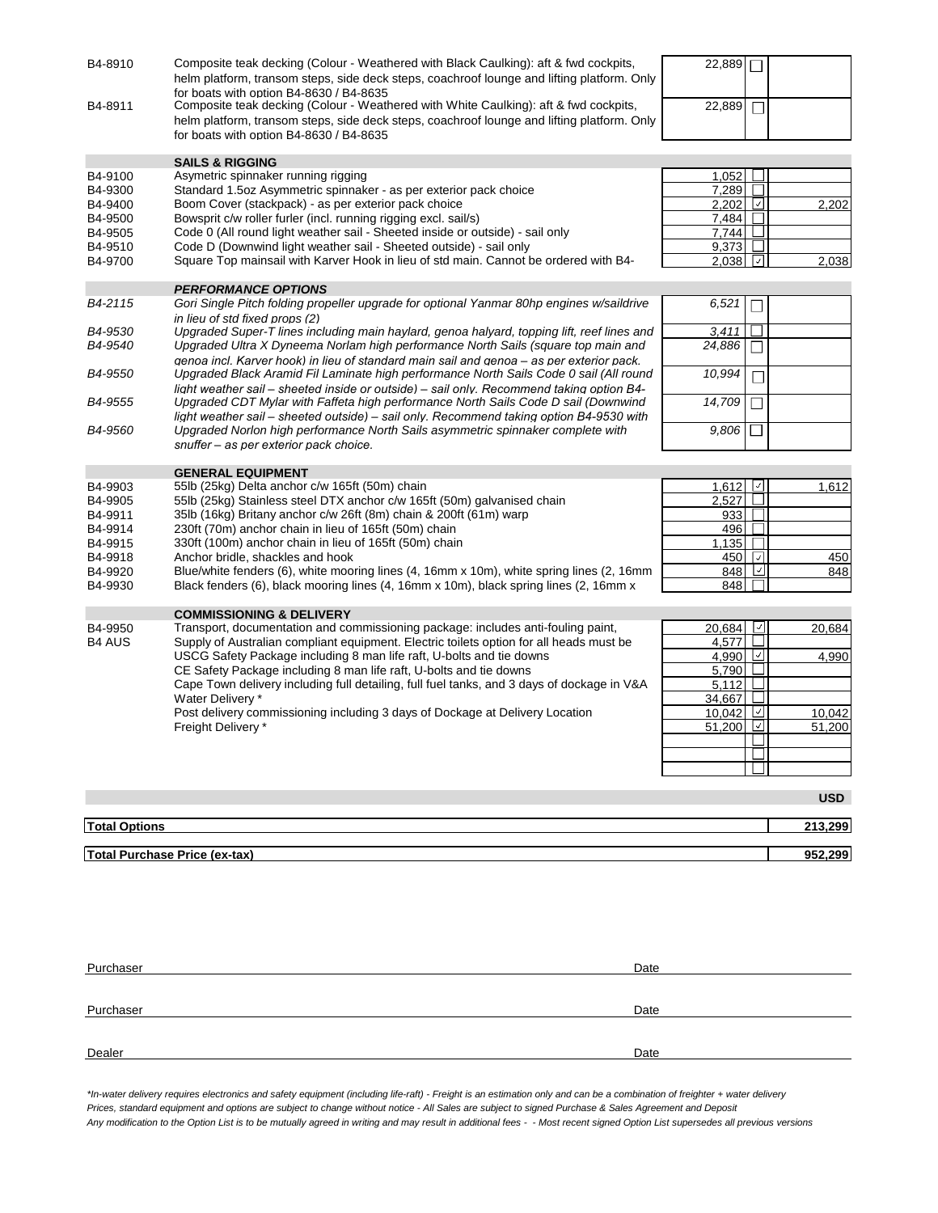| Code | Description | Price | Selected | Total |
|---|---|---|---|---|
| B4-8910 | Composite teak decking (Colour - Weathered with Black Caulking): aft & fwd cockpits, helm platform, transom steps, side deck steps, coachroof lounge and lifting platform. Only for boats with option B4-8630 / B4-8635 | 22,889 | ☐ | |
| B4-8911 | Composite teak decking (Colour - Weathered with White Caulking): aft & fwd cockpits, helm platform, transom steps, side deck steps, coachroof lounge and lifting platform. Only for boats with option B4-8630 / B4-8635 | 22,889 | ☐ | |
| | **SAILS & RIGGING** | | | |
| B4-9100 | Asymetric spinnaker running rigging | 1,052 | ☐ | |
| B4-9300 | Standard 1.5oz Asymmetric spinnaker - as per exterior pack choice | 7,289 | ☐ | |
| B4-9400 | Boom Cover (stackpack) - as per exterior pack choice | 2,202 | ☑ | 2,202 |
| B4-9500 | Bowsprit c/w roller furler (incl. running rigging excl. sail/s) | 7,484 | ☐ | |
| B4-9505 | Code 0 (All round light weather sail - Sheeted inside or outside) - sail only | 7,744 | ☐ | |
| B4-9510 | Code D (Downwind light weather sail - Sheeted outside) - sail only | 9,373 | ☐ | |
| B4-9700 | Square Top mainsail with Karver Hook in lieu of std main. Cannot be ordered with B4- | 2,038 | ☑ | 2,038 |
| | ***PERFORMANCE OPTIONS*** | | | |
| *B4-2115* | *Gori Single Pitch folding propeller upgrade for optional Yanmar 80hp engines w/saildrive in lieu of std fixed props (2)* | *6,521* | ☐ | |
| *B4-9530* | *Upgraded Super-T lines including main haylard, genoa halyard, topping lift, reef lines and* | *3,411* | ☐ | |
| *B4-9540* | *Upgraded Ultra X Dyneema Norlam high performance North Sails (square top main and genoa incl. Karver hook) in lieu of standard main sail and genoa – as per exterior pack.* | *24,886* | ☐ | |
| *B4-9550* | *Upgraded Black Aramid Fil Laminate high performance North Sails Code 0 sail (All round light weather sail – sheeted inside or outside) – sail only. Recommend taking option B4-* | *10,994* | ☐ | |
| *B4-9555* | *Upgraded CDT Mylar with Faffeta high performance North Sails Code D sail (Downwind light weather sail – sheeted outside) – sail only. Recommend taking option B4-9530 with* | *14,709* | ☐ | |
| *B4-9560* | *Upgraded Norlon high performance North Sails asymmetric spinnaker complete with snuffer – as per exterior pack choice.* | *9,806* | ☐ | |
| | **GENERAL EQUIPMENT** | | | |
| B4-9903 | 55lb (25kg) Delta anchor c/w 165ft (50m) chain | 1,612 | ☑ | 1,612 |
| B4-9905 | 55lb (25kg) Stainless steel DTX anchor c/w 165ft (50m) galvanised chain | 2,527 | ☐ | |
| B4-9911 | 35lb (16kg) Britany anchor c/w 26ft (8m) chain & 200ft (61m) warp | 933 | ☐ | |
| B4-9914 | 230ft (70m) anchor chain in lieu of 165ft (50m) chain | 496 | ☐ | |
| B4-9915 | 330ft (100m) anchor chain in lieu of 165ft (50m) chain | 1,135 | ☐ | |
| B4-9918 | Anchor bridle, shackles and hook | 450 | ☑ | 450 |
| B4-9920 | Blue/white fenders (6), white mooring lines (4, 16mm x 10m), white spring lines (2, 16mm | 848 | ☑ | 848 |
| B4-9930 | Black fenders (6), black mooring lines (4, 16mm x 10m), black spring lines (2, 16mm x | 848 | ☐ | |
| | **COMMISSIONING & DELIVERY** | | | |
| B4-9950 | Transport, documentation and commissioning package: includes anti-fouling paint, | 20,684 | ☑ | 20,684 |
| B4 AUS | Supply of Australian compliant equipment. Electric toilets option for all heads must be | 4,577 | ☐ | |
| | USCG Safety Package including 8 man life raft, U-bolts and tie downs | 4,990 | ☑ | 4,990 |
| | CE Safety Package including 8 man life raft, U-bolts and tie downs | 5,790 | ☐ | |
| | Cape Town delivery including full detailing, full fuel tanks, and 3 days of dockage in V&A | 5,112 | ☐ | |
| | Water Delivery * | 34,667 | ☐ | |
| | Post delivery commissioning including 3 days of Dockage at Delivery Location | 10,042 | ☑ | 10,042 |
| | Freight Delivery * | 51,200 | ☑ | 51,200 |
| | | | ☐ | |
| | | | ☐ | |
| | | | ☐ | |

| | USD |
|---|---|
| **Total Options** | **213,299** |
| **Total Purchase Price (ex-tax)** | **952,299** |

Purchaser ______________________ Date ______________________

Purchaser ______________________ Date ______________________

Dealer ______________________ Date ______________________

*\*In-water delivery requires electronics and safety equipment (including life-raft) - Freight is an estimation only and can be a combination of freighter + water delivery*
*Prices, standard equipment and options are subject to change without notice - All Sales are subject to signed Purchase & Sales Agreement and Deposit*
*Any modification to the Option List is to be mutually agreed in writing and may result in additional fees - - Most recent signed Option List supersedes all previous versions*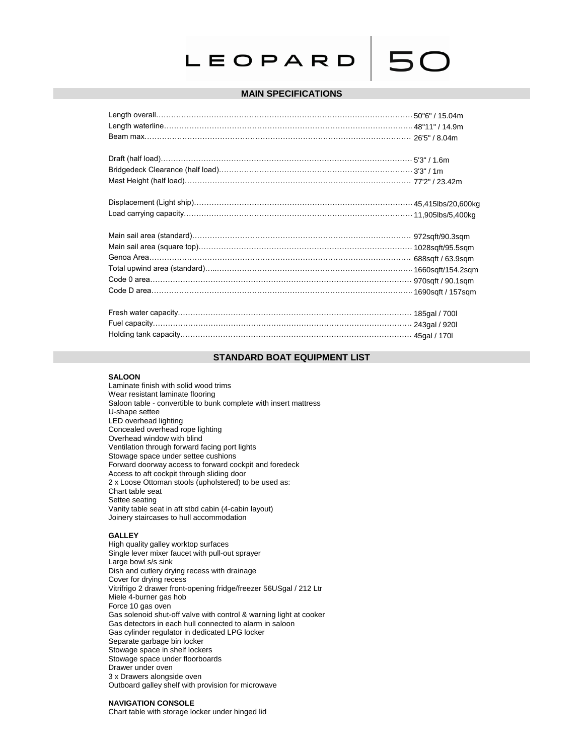# LEOPARD 50

## MAIN SPECIFICATIONS

| | |
|---|---|
| Length overall | 50"6" / 15.04m |
| Length waterline | 48"11" / 14.9m |
| Beam max | 26'5" / 8.04m |
| | |
| Draft (half load) | 5'3" / 1.6m |
| Bridgedeck Clearance (half load) | 3'3" / 1m |
| Mast Height (half load) | 77'2" / 23.42m |
| | |
| Displacement (Light ship) | 45,415lbs/20,600kg |
| Load carrying capacity | 11,905lbs/5,400kg |
| | |
| Main sail area (standard) | 972sqft/90.3sqm |
| Main sail area (square top) | 1028sqft/95.5sqm |
| Genoa Area | 688sqft / 63.9sqm |
| Total upwind area (standard) | 1660sqft/154.2sqm |
| Code 0 area | 970sqft / 90.1sqm |
| Code D area | 1690sqft / 157sqm |
| | |
| Fresh water capacity | 185gal / 700l |
| Fuel capacity | 243gal / 920l |
| Holding tank capacity | 45gal / 170l |

## STANDARD BOAT EQUIPMENT LIST

**SALOON**

Laminate finish with solid wood trims
Wear resistant laminate flooring
Saloon table - convertible to bunk complete with insert mattress
U-shape settee
LED overhead lighting
Concealed overhead rope lighting
Overhead window with blind
Ventilation through forward facing port lights
Stowage space under settee cushions
Forward doorway access to forward cockpit and foredeck
Access to aft cockpit through sliding door
2 x Loose Ottoman stools (upholstered) to be used as:
Chart table seat
Settee seating
Vanity table seat in aft stbd cabin (4-cabin layout)
Joinery staircases to hull accommodation

**GALLEY**

High quality galley worktop surfaces
Single lever mixer faucet with pull-out sprayer
Large bowl s/s sink
Dish and cutlery drying recess with drainage
Cover for drying recess
Vitrifrigo 2 drawer front-opening fridge/freezer 56USgal / 212 Ltr
Miele 4-burner gas hob
Force 10 gas oven
Gas solenoid shut-off valve with control & warning light at cooker
Gas detectors in each hull connected to alarm in saloon
Gas cylinder regulator in dedicated LPG locker
Separate garbage bin locker
Stowage space in shelf lockers
Stowage space under floorboards
Drawer under oven
3 x Drawers alongside oven
Outboard galley shelf with provision for microwave

**NAVIGATION CONSOLE**

Chart table with storage locker under hinged lid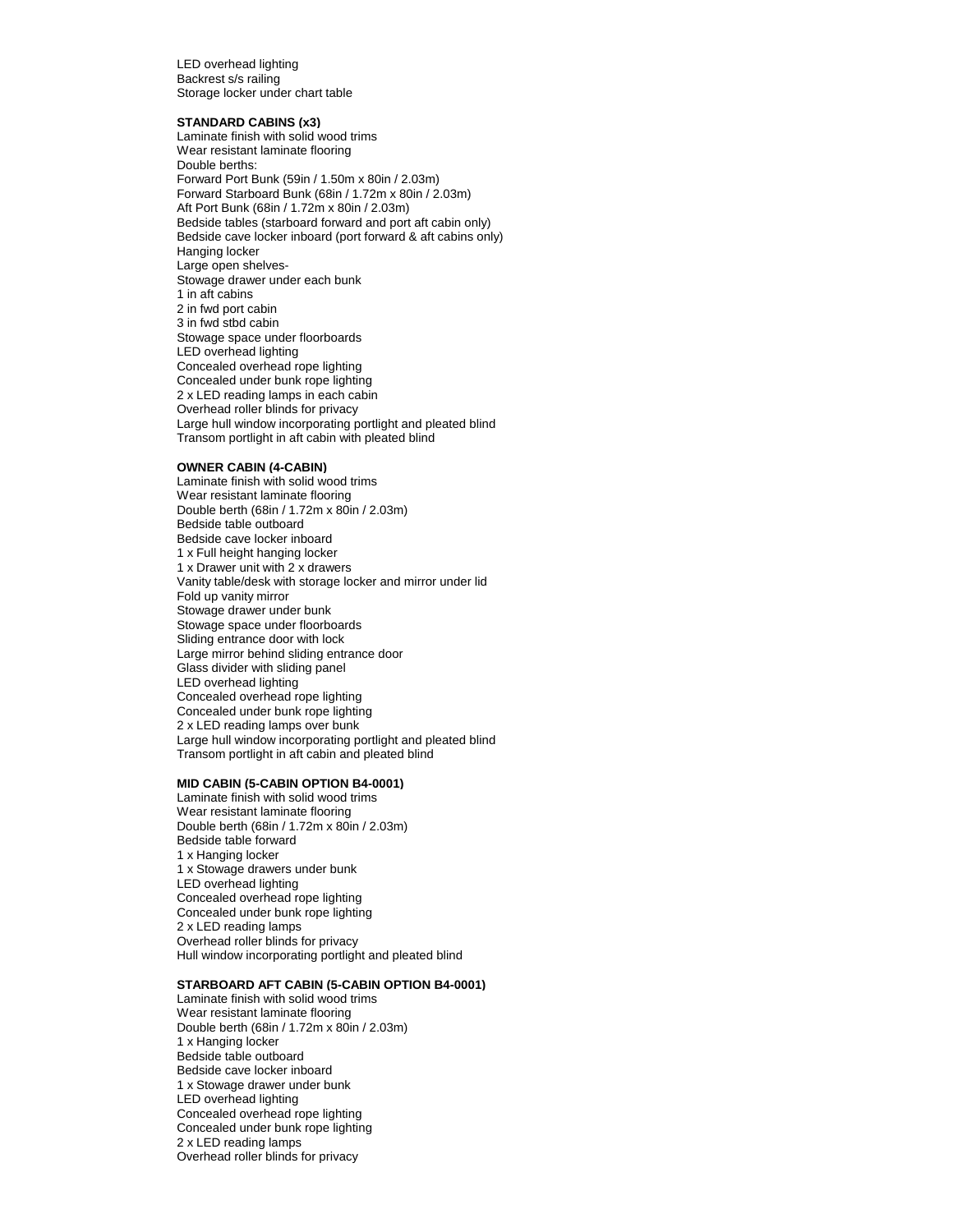LED overhead lighting
Backrest s/s railing
Storage locker under chart table

**STANDARD CABINS (x3)**

Laminate finish with solid wood trims
Wear resistant laminate flooring
Double berths:
Forward Port Bunk (59in / 1.50m x 80in / 2.03m)
Forward Starboard Bunk (68in / 1.72m x 80in / 2.03m)
Aft Port Bunk (68in / 1.72m x 80in / 2.03m)
Bedside tables (starboard forward and port aft cabin only)
Bedside cave locker inboard (port forward & aft cabins only)
Hanging locker
Large open shelves-
Stowage drawer under each bunk
1 in aft cabins
2 in fwd port cabin
3 in fwd stbd cabin
Stowage space under floorboards
LED overhead lighting
Concealed overhead rope lighting
Concealed under bunk rope lighting
2 x LED reading lamps in each cabin
Overhead roller blinds for privacy
Large hull window incorporating portlight and pleated blind
Transom portlight in aft cabin with pleated blind

**OWNER CABIN (4-CABIN)**

Laminate finish with solid wood trims
Wear resistant laminate flooring
Double berth (68in / 1.72m x 80in / 2.03m)
Bedside table outboard
Bedside cave locker inboard
1 x Full height hanging locker
1 x Drawer unit with 2 x drawers
Vanity table/desk with storage locker and mirror under lid
Fold up vanity mirror
Stowage drawer under bunk
Stowage space under floorboards
Sliding entrance door with lock
Large mirror behind sliding entrance door
Glass divider with sliding panel
LED overhead lighting
Concealed overhead rope lighting
Concealed under bunk rope lighting
2 x LED reading lamps over bunk
Large hull window incorporating portlight and pleated blind
Transom portlight in aft cabin and pleated blind

**MID CABIN (5-CABIN OPTION B4-0001)**

Laminate finish with solid wood trims
Wear resistant laminate flooring
Double berth (68in / 1.72m x 80in / 2.03m)
Bedside table forward
1 x Hanging locker
1 x Stowage drawers under bunk
LED overhead lighting
Concealed overhead rope lighting
Concealed under bunk rope lighting
2 x LED reading lamps
Overhead roller blinds for privacy
Hull window incorporating portlight and pleated blind

**STARBOARD AFT CABIN (5-CABIN OPTION B4-0001)**

Laminate finish with solid wood trims
Wear resistant laminate flooring
Double berth (68in / 1.72m x 80in / 2.03m)
1 x Hanging locker
Bedside table outboard
Bedside cave locker inboard
1 x Stowage drawer under bunk
LED overhead lighting
Concealed overhead rope lighting
Concealed under bunk rope lighting
2 x LED reading lamps
Overhead roller blinds for privacy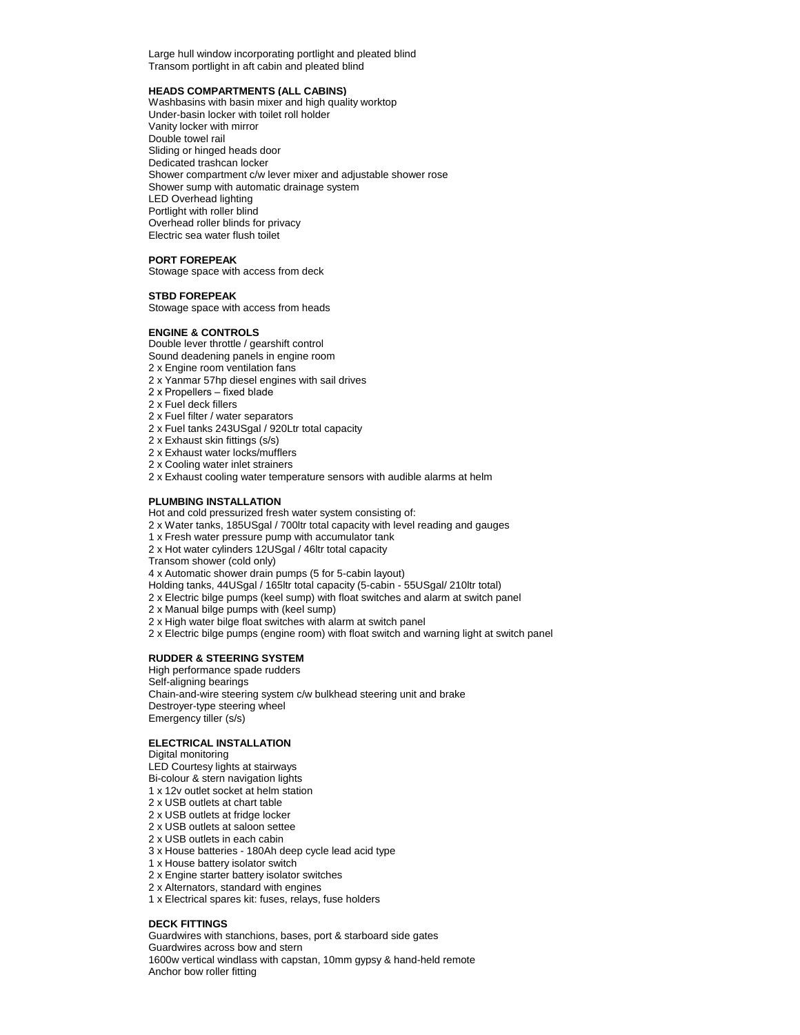Large hull window incorporating portlight and pleated blind
Transom portlight in aft cabin and pleated blind

**HEADS COMPARTMENTS (ALL CABINS)**

Washbasins with basin mixer and high quality worktop
Under-basin locker with toilet roll holder
Vanity locker with mirror
Double towel rail
Sliding or hinged heads door
Dedicated trashcan locker
Shower compartment c/w lever mixer and adjustable shower rose
Shower sump with automatic drainage system
LED Overhead lighting
Portlight with roller blind
Overhead roller blinds for privacy
Electric sea water flush toilet

**PORT FOREPEAK**

Stowage space with access from deck

**STBD FOREPEAK**

Stowage space with access from heads

**ENGINE & CONTROLS**

Double lever throttle / gearshift control
Sound deadening panels in engine room
2 x Engine room ventilation fans
2 x Yanmar 57hp diesel engines with sail drives
2 x Propellers – fixed blade
2 x Fuel deck fillers
2 x Fuel filter / water separators
2 x Fuel tanks 243USgal / 920Ltr total capacity
2 x Exhaust skin fittings (s/s)
2 x Exhaust water locks/mufflers
2 x Cooling water inlet strainers
2 x Exhaust cooling water temperature sensors with audible alarms at helm

**PLUMBING INSTALLATION**

Hot and cold pressurized fresh water system consisting of:
2 x Water tanks, 185USgal / 700ltr total capacity with level reading and gauges
1 x Fresh water pressure pump with accumulator tank
2 x Hot water cylinders 12USgal / 46ltr total capacity
Transom shower (cold only)
4 x Automatic shower drain pumps (5 for 5-cabin layout)
Holding tanks, 44USgal / 165ltr total capacity (5-cabin - 55USgal/ 210ltr total)
2 x Electric bilge pumps (keel sump) with float switches and alarm at switch panel
2 x Manual bilge pumps with (keel sump)
2 x High water bilge float switches with alarm at switch panel
2 x Electric bilge pumps (engine room) with float switch and warning light at switch panel

**RUDDER & STEERING SYSTEM**

High performance spade rudders
Self-aligning bearings
Chain-and-wire steering system c/w bulkhead steering unit and brake
Destroyer-type steering wheel
Emergency tiller (s/s)

**ELECTRICAL INSTALLATION**

Digital monitoring
LED Courtesy lights at stairways
Bi-colour & stern navigation lights
1 x 12v outlet socket at helm station
2 x USB outlets at chart table
2 x USB outlets at fridge locker
2 x USB outlets at saloon settee
2 x USB outlets in each cabin
3 x House batteries - 180Ah deep cycle lead acid type
1 x House battery isolator switch
2 x Engine starter battery isolator switches
2 x Alternators, standard with engines
1 x Electrical spares kit: fuses, relays, fuse holders

**DECK FITTINGS**

Guardwires with stanchions, bases, port & starboard side gates
Guardwires across bow and stern
1600w vertical windlass with capstan, 10mm gypsy & hand-held remote
Anchor bow roller fitting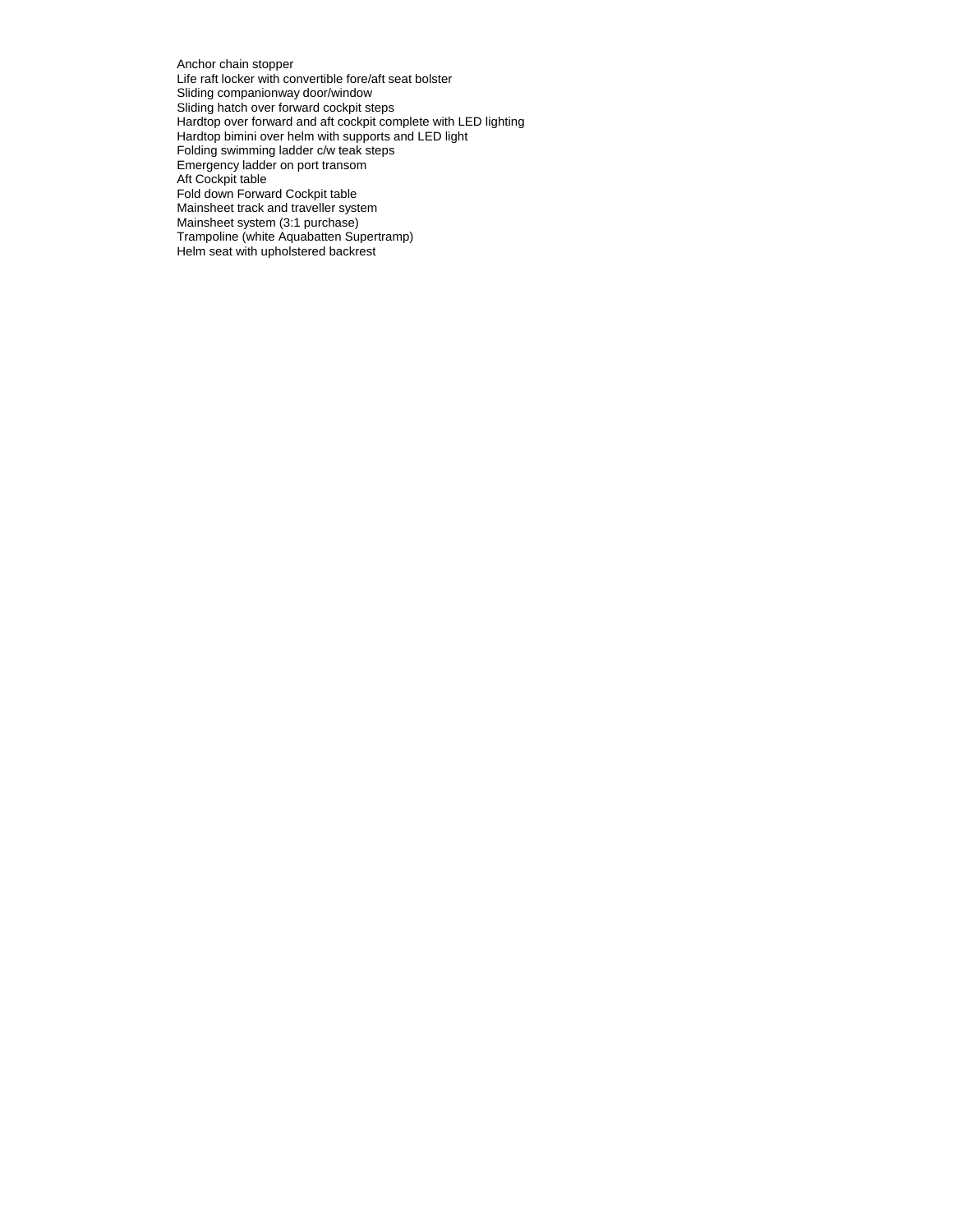Anchor chain stopper
Life raft locker with convertible fore/aft seat bolster
Sliding companionway door/window
Sliding hatch over forward cockpit steps
Hardtop over forward and aft cockpit complete with LED lighting
Hardtop bimini over helm with supports and LED light
Folding swimming ladder c/w teak steps
Emergency ladder on port transom
Aft Cockpit table
Fold down Forward Cockpit table
Mainsheet track and traveller system
Mainsheet system (3:1 purchase)
Trampoline (white Aquabatten Supertramp)
Helm seat with upholstered backrest